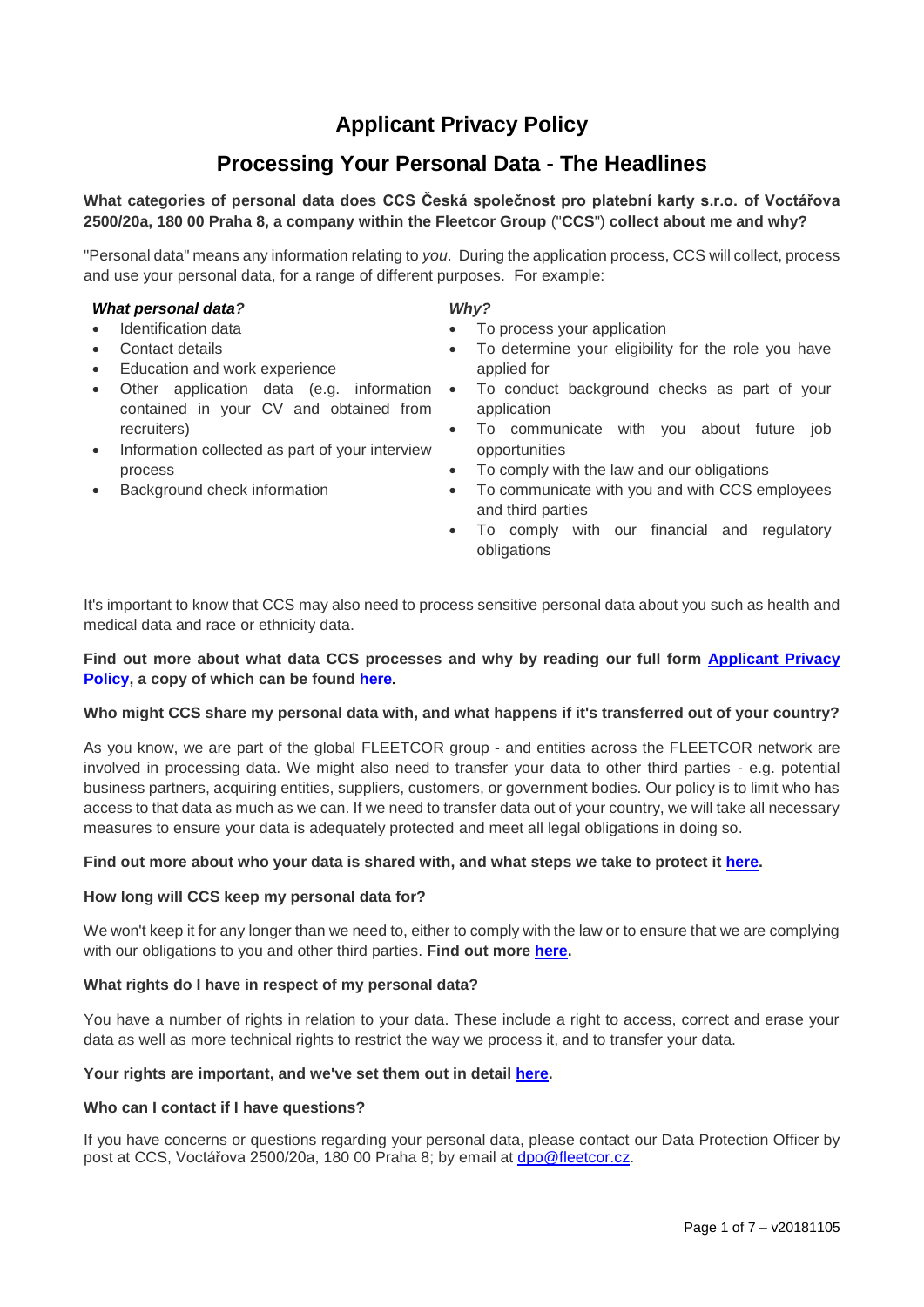# Applicant Privacy Policy

## Processing Your Personal Data - The Headlines

**What categories of personal data does CCS Česká společnost pro platební karty s.r.o. of Voctářova 2500/20a, 180 00 Praha 8, a company within the Fleetcor Group ("CCS") collect about me and why?**

"Personal data" means any information relating to *you*. During the application process, CCS will collect, process and use your personal data, for a range of different purposes. For example:

***What personal data?***

- Identification data
- Contact details
- Education and work experience
- Other application data (e.g. information contained in your CV and obtained from recruiters)
- Information collected as part of your interview process
- Background check information

***Why?***

- To process your application
- To determine your eligibility for the role you have applied for
- To conduct background checks as part of your application
- To communicate with you about future job opportunities
- To comply with the law and our obligations
- To communicate with you and with CCS employees and third parties
- To comply with our financial and regulatory obligations

It's important to know that CCS may also need to process sensitive personal data about you such as health and medical data and race or ethnicity data.

**Find out more about what data CCS processes and why by reading our full form Applicant Privacy Policy, a copy of which can be found here.**

**Who might CCS share my personal data with, and what happens if it's transferred out of your country?**

As you know, we are part of the global FLEETCOR group - and entities across the FLEETCOR network are involved in processing data. We might also need to transfer your data to other third parties - e.g. potential business partners, acquiring entities, suppliers, customers, or government bodies. Our policy is to limit who has access to that data as much as we can. If we need to transfer data out of your country, we will take all necessary measures to ensure your data is adequately protected and meet all legal obligations in doing so.

**Find out more about who your data is shared with, and what steps we take to protect it here.**

**How long will CCS keep my personal data for?**

We won't keep it for any longer than we need to, either to comply with the law or to ensure that we are complying with our obligations to you and other third parties. **Find out more here.**

**What rights do I have in respect of my personal data?**

You have a number of rights in relation to your data. These include a right to access, correct and erase your data as well as more technical rights to restrict the way we process it, and to transfer your data.

**Your rights are important, and we've set them out in detail here.**

**Who can I contact if I have questions?**

If you have concerns or questions regarding your personal data, please contact our Data Protection Officer by post at CCS, Voctářova 2500/20a, 180 00 Praha 8; by email at dpo@fleetcor.cz.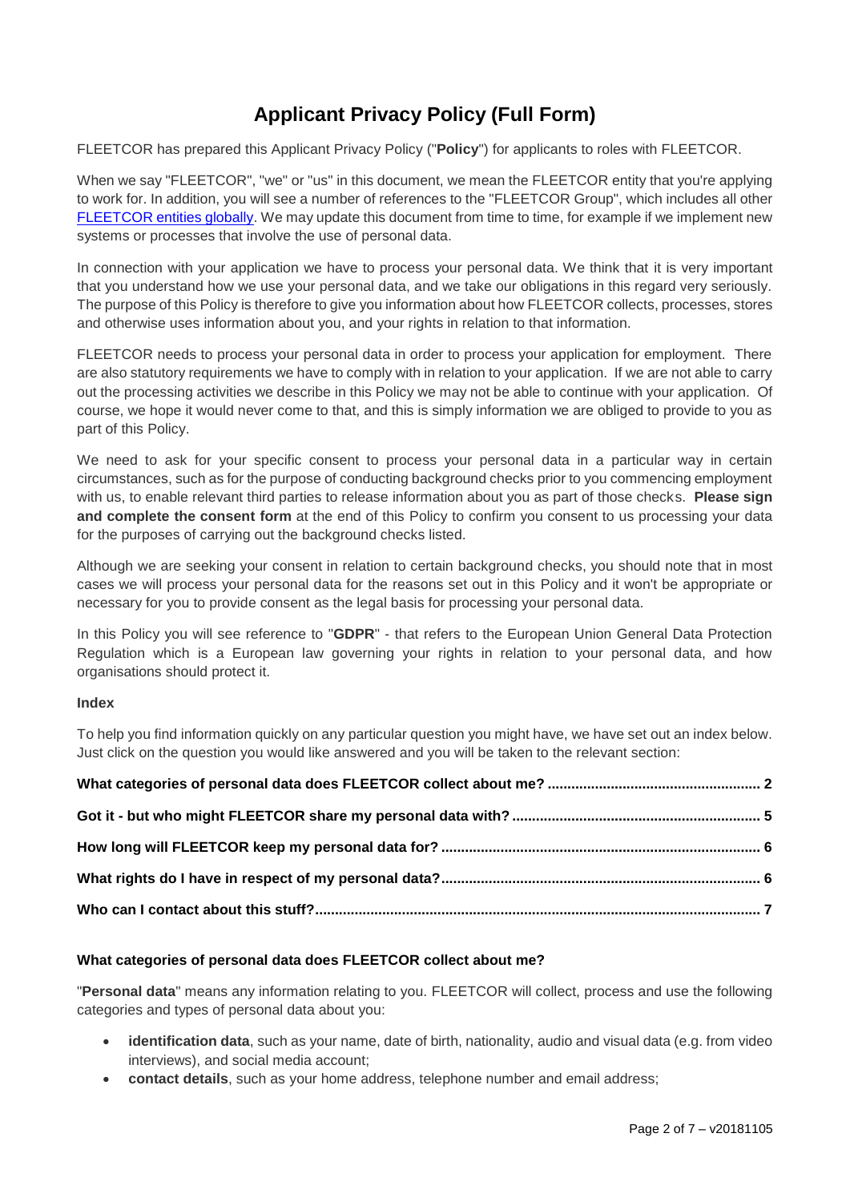# Applicant Privacy Policy (Full Form)

FLEETCOR has prepared this Applicant Privacy Policy ("**Policy**") for applicants to roles with FLEETCOR.

When we say "FLEETCOR", "we" or "us" in this document, we mean the FLEETCOR entity that you're applying to work for. In addition, you will see a number of references to the "FLEETCOR Group", which includes all other [FLEETCOR entities globally](). We may update this document from time to time, for example if we implement new systems or processes that involve the use of personal data.

In connection with your application we have to process your personal data. We think that it is very important that you understand how we use your personal data, and we take our obligations in this regard very seriously. The purpose of this Policy is therefore to give you information about how FLEETCOR collects, processes, stores and otherwise uses information about you, and your rights in relation to that information.

FLEETCOR needs to process your personal data in order to process your application for employment. There are also statutory requirements we have to comply with in relation to your application. If we are not able to carry out the processing activities we describe in this Policy we may not be able to continue with your application. Of course, we hope it would never come to that, and this is simply information we are obliged to provide to you as part of this Policy.

We need to ask for your specific consent to process your personal data in a particular way in certain circumstances, such as for the purpose of conducting background checks prior to you commencing employment with us, to enable relevant third parties to release information about you as part of those checks. **Please sign and complete the consent form** at the end of this Policy to confirm you consent to us processing your data for the purposes of carrying out the background checks listed.

Although we are seeking your consent in relation to certain background checks, you should note that in most cases we will process your personal data for the reasons set out in this Policy and it won't be appropriate or necessary for you to provide consent as the legal basis for processing your personal data.

In this Policy you will see reference to "**GDPR**" - that refers to the European Union General Data Protection Regulation which is a European law governing your rights in relation to your personal data, and how organisations should protect it.

**Index**

To help you find information quickly on any particular question you might have, we have set out an index below. Just click on the question you would like answered and you will be taken to the relevant section:

**What categories of personal data does FLEETCOR collect about me? ..................................................... 2**

**Got it - but who might FLEETCOR share my personal data with? .............................................................. 5**

**How long will FLEETCOR keep my personal data for? ................................................................................ 6**

**What rights do I have in respect of my personal data? ................................................................................ 6**

**Who can I contact about this stuff? .............................................................................................................. 7**

### What categories of personal data does FLEETCOR collect about me?

"**Personal data**" means any information relating to you. FLEETCOR will collect, process and use the following categories and types of personal data about you:

- **identification data**, such as your name, date of birth, nationality, audio and visual data (e.g. from video interviews), and social media account;
- **contact details**, such as your home address, telephone number and email address;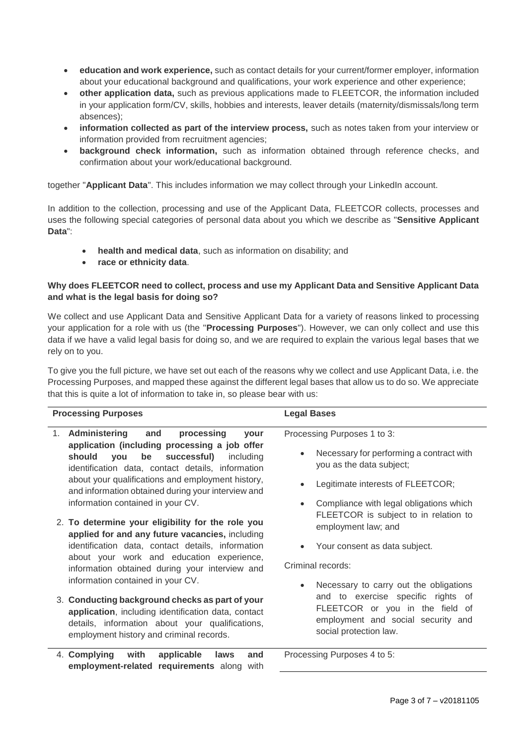- **education and work experience,** such as contact details for your current/former employer, information about your educational background and qualifications, your work experience and other experience;
- **other application data,** such as previous applications made to FLEETCOR, the information included in your application form/CV, skills, hobbies and interests, leaver details (maternity/dismissals/long term absences);
- **information collected as part of the interview process,** such as notes taken from your interview or information provided from recruitment agencies;
- **background check information,** such as information obtained through reference checks, and confirmation about your work/educational background.

together "**Applicant Data**". This includes information we may collect through your LinkedIn account.

In addition to the collection, processing and use of the Applicant Data, FLEETCOR collects, processes and uses the following special categories of personal data about you which we describe as "**Sensitive Applicant Data**":

- **health and medical data**, such as information on disability; and
- **race or ethnicity data**.

**Why does FLEETCOR need to collect, process and use my Applicant Data and Sensitive Applicant Data and what is the legal basis for doing so?**

We collect and use Applicant Data and Sensitive Applicant Data for a variety of reasons linked to processing your application for a role with us (the "**Processing Purposes**"). However, we can only collect and use this data if we have a valid legal basis for doing so, and we are required to explain the various legal bases that we rely on to you.

To give you the full picture, we have set out each of the reasons why we collect and use Applicant Data, i.e. the Processing Purposes, and mapped these against the different legal bases that allow us to do so. We appreciate that this is quite a lot of information to take in, so please bear with us:

| Processing Purposes | Legal Bases |
|---|---|
| 1. **Administering and processing your application (including processing a job offer should you be successful)** including identification data, contact details, information about your qualifications and employment history, and information obtained during your interview and information contained in your CV.<br><br>2. **To determine your eligibility for the role you applied for and any future vacancies,** including identification data, contact details, information about your work and education experience, information obtained during your interview and information contained in your CV.<br><br>3. **Conducting background checks as part of your application**, including identification data, contact details, information about your qualifications, employment history and criminal records. | Processing Purposes 1 to 3:<br><br>• Necessary for performing a contract with you as the data subject;<br>• Legitimate interests of FLEETCOR;<br>• Compliance with legal obligations which FLEETCOR is subject to in relation to employment law; and<br>• Your consent as data subject.<br><br>Criminal records:<br><br>• Necessary to carry out the obligations and to exercise specific rights of FLEETCOR or you in the field of employment and social security and social protection law. |
| 4. **Complying with applicable laws and employment-related requirements** along with | Processing Purposes 4 to 5: |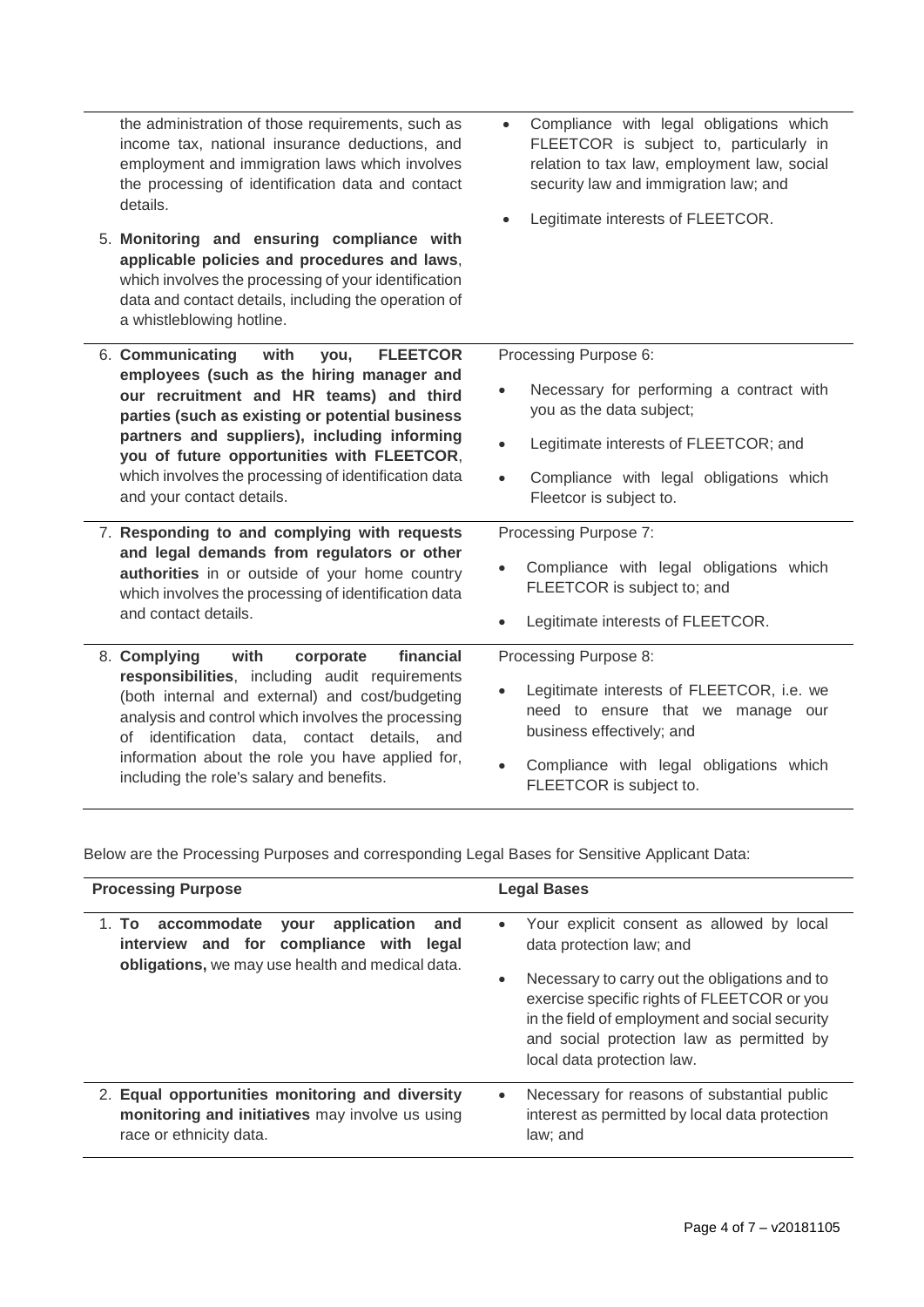| | |
|---|---|
| the administration of those requirements, such as income tax, national insurance deductions, and employment and immigration laws which involves the processing of identification data and contact details.<br><br>5. **Monitoring and ensuring compliance with applicable policies and procedures and laws**, which involves the processing of your identification data and contact details, including the operation of a whistleblowing hotline. | • Compliance with legal obligations which FLEETCOR is subject to, particularly in relation to tax law, employment law, social security law and immigration law; and<br><br>• Legitimate interests of FLEETCOR. |
| 6. **Communicating with you, FLEETCOR employees (such as the hiring manager and our recruitment and HR teams) and third parties (such as existing or potential business partners and suppliers), including informing you of future opportunities with FLEETCOR**, which involves the processing of identification data and your contact details. | Processing Purpose 6:<br><br>• Necessary for performing a contract with you as the data subject;<br><br>• Legitimate interests of FLEETCOR; and<br><br>• Compliance with legal obligations which Fleetcor is subject to. |
| 7. **Responding to and complying with requests and legal demands from regulators or other authorities** in or outside of your home country which involves the processing of identification data and contact details. | Processing Purpose 7:<br><br>• Compliance with legal obligations which FLEETCOR is subject to; and<br><br>• Legitimate interests of FLEETCOR. |
| 8. **Complying with corporate financial responsibilities**, including audit requirements (both internal and external) and cost/budgeting analysis and control which involves the processing of identification data, contact details, and information about the role you have applied for, including the role's salary and benefits. | Processing Purpose 8:<br><br>• Legitimate interests of FLEETCOR, i.e. we need to ensure that we manage our business effectively; and<br><br>• Compliance with legal obligations which FLEETCOR is subject to. |

Below are the Processing Purposes and corresponding Legal Bases for Sensitive Applicant Data:

| **Processing Purpose** | **Legal Bases** |
|---|---|
| 1. **To accommodate your application and interview and for compliance with legal obligations,** we may use health and medical data. | • Your explicit consent as allowed by local data protection law; and<br><br>• Necessary to carry out the obligations and to exercise specific rights of FLEETCOR or you in the field of employment and social security and social protection law as permitted by local data protection law. |
| 2. **Equal opportunities monitoring and diversity monitoring and initiatives** may involve us using race or ethnicity data. | • Necessary for reasons of substantial public interest as permitted by local data protection law; and |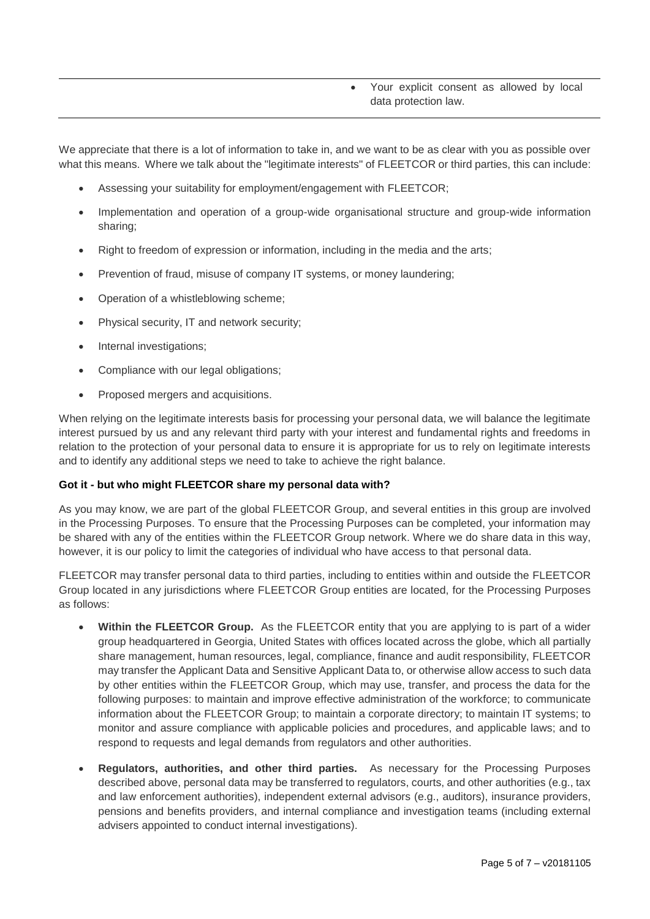| | |
|---|---|
| | • Your explicit consent as allowed by local data protection law. |

We appreciate that there is a lot of information to take in, and we want to be as clear with you as possible over what this means. Where we talk about the "legitimate interests" of FLEETCOR or third parties, this can include:

- Assessing your suitability for employment/engagement with FLEETCOR;
- Implementation and operation of a group-wide organisational structure and group-wide information sharing;
- Right to freedom of expression or information, including in the media and the arts;
- Prevention of fraud, misuse of company IT systems, or money laundering;
- Operation of a whistleblowing scheme;
- Physical security, IT and network security;
- Internal investigations;
- Compliance with our legal obligations;
- Proposed mergers and acquisitions.

When relying on the legitimate interests basis for processing your personal data, we will balance the legitimate interest pursued by us and any relevant third party with your interest and fundamental rights and freedoms in relation to the protection of your personal data to ensure it is appropriate for us to rely on legitimate interests and to identify any additional steps we need to take to achieve the right balance.

**Got it - but who might FLEETCOR share my personal data with?**

As you may know, we are part of the global FLEETCOR Group, and several entities in this group are involved in the Processing Purposes. To ensure that the Processing Purposes can be completed, your information may be shared with any of the entities within the FLEETCOR Group network. Where we do share data in this way, however, it is our policy to limit the categories of individual who have access to that personal data.

FLEETCOR may transfer personal data to third parties, including to entities within and outside the FLEETCOR Group located in any jurisdictions where FLEETCOR Group entities are located, for the Processing Purposes as follows:

- **Within the FLEETCOR Group.** As the FLEETCOR entity that you are applying to is part of a wider group headquartered in Georgia, United States with offices located across the globe, which all partially share management, human resources, legal, compliance, finance and audit responsibility, FLEETCOR may transfer the Applicant Data and Sensitive Applicant Data to, or otherwise allow access to such data by other entities within the FLEETCOR Group, which may use, transfer, and process the data for the following purposes: to maintain and improve effective administration of the workforce; to communicate information about the FLEETCOR Group; to maintain a corporate directory; to maintain IT systems; to monitor and assure compliance with applicable policies and procedures, and applicable laws; and to respond to requests and legal demands from regulators and other authorities.
- **Regulators, authorities, and other third parties.** As necessary for the Processing Purposes described above, personal data may be transferred to regulators, courts, and other authorities (e.g., tax and law enforcement authorities), independent external advisors (e.g., auditors), insurance providers, pensions and benefits providers, and internal compliance and investigation teams (including external advisers appointed to conduct internal investigations).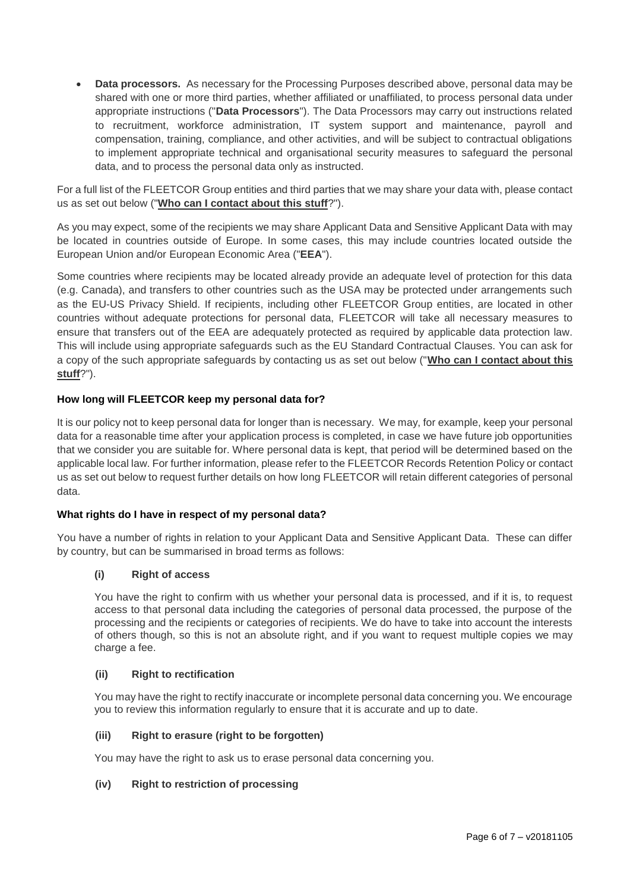- **Data processors.** As necessary for the Processing Purposes described above, personal data may be shared with one or more third parties, whether affiliated or unaffiliated, to process personal data under appropriate instructions ("**Data Processors**"). The Data Processors may carry out instructions related to recruitment, workforce administration, IT system support and maintenance, payroll and compensation, training, compliance, and other activities, and will be subject to contractual obligations to implement appropriate technical and organisational security measures to safeguard the personal data, and to process the personal data only as instructed.

For a full list of the FLEETCOR Group entities and third parties that we may share your data with, please contact us as set out below ("**Who can I contact about this stuff**?").

As you may expect, some of the recipients we may share Applicant Data and Sensitive Applicant Data with may be located in countries outside of Europe. In some cases, this may include countries located outside the European Union and/or European Economic Area ("**EEA**").

Some countries where recipients may be located already provide an adequate level of protection for this data (e.g. Canada), and transfers to other countries such as the USA may be protected under arrangements such as the EU-US Privacy Shield. If recipients, including other FLEETCOR Group entities, are located in other countries without adequate protections for personal data, FLEETCOR will take all necessary measures to ensure that transfers out of the EEA are adequately protected as required by applicable data protection law. This will include using appropriate safeguards such as the EU Standard Contractual Clauses. You can ask for a copy of the such appropriate safeguards by contacting us as set out below ("**Who can I contact about this stuff**?").

### How long will FLEETCOR keep my personal data for?

It is our policy not to keep personal data for longer than is necessary. We may, for example, keep your personal data for a reasonable time after your application process is completed, in case we have future job opportunities that we consider you are suitable for. Where personal data is kept, that period will be determined based on the applicable local law. For further information, please refer to the FLEETCOR Records Retention Policy or contact us as set out below to request further details on how long FLEETCOR will retain different categories of personal data.

### What rights do I have in respect of my personal data?

You have a number of rights in relation to your Applicant Data and Sensitive Applicant Data. These can differ by country, but can be summarised in broad terms as follows:

**(i) Right of access**

You have the right to confirm with us whether your personal data is processed, and if it is, to request access to that personal data including the categories of personal data processed, the purpose of the processing and the recipients or categories of recipients. We do have to take into account the interests of others though, so this is not an absolute right, and if you want to request multiple copies we may charge a fee.

**(ii) Right to rectification**

You may have the right to rectify inaccurate or incomplete personal data concerning you. We encourage you to review this information regularly to ensure that it is accurate and up to date.

**(iii) Right to erasure (right to be forgotten)**

You may have the right to ask us to erase personal data concerning you.

**(iv) Right to restriction of processing**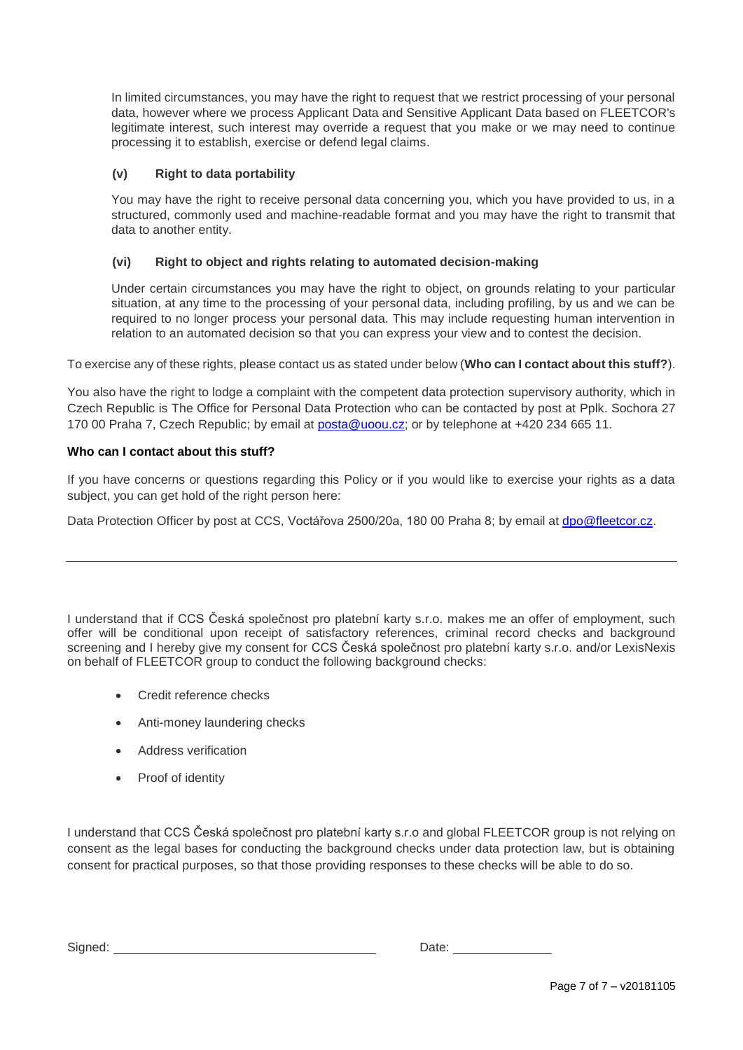In limited circumstances, you may have the right to request that we restrict processing of your personal data, however where we process Applicant Data and Sensitive Applicant Data based on FLEETCOR's legitimate interest, such interest may override a request that you make or we may need to continue processing it to establish, exercise or defend legal claims.

**(v) Right to data portability**

You may have the right to receive personal data concerning you, which you have provided to us, in a structured, commonly used and machine-readable format and you may have the right to transmit that data to another entity.

**(vi) Right to object and rights relating to automated decision-making**

Under certain circumstances you may have the right to object, on grounds relating to your particular situation, at any time to the processing of your personal data, including profiling, by us and we can be required to no longer process your personal data. This may include requesting human intervention in relation to an automated decision so that you can express your view and to contest the decision.

To exercise any of these rights, please contact us as stated under below (**Who can I contact about this stuff?**).

You also have the right to lodge a complaint with the competent data protection supervisory authority, which in Czech Republic is The Office for Personal Data Protection who can be contacted by post at Pplk. Sochora 27 170 00 Praha 7, Czech Republic; by email at posta@uoou.cz; or by telephone at +420 234 665 11.

**Who can I contact about this stuff?**

If you have concerns or questions regarding this Policy or if you would like to exercise your rights as a data subject, you can get hold of the right person here:

Data Protection Officer by post at CCS, Voctářova 2500/20a, 180 00 Praha 8; by email at dpo@fleetcor.cz.

---

I understand that if CCS Česká společnost pro platební karty s.r.o. makes me an offer of employment, such offer will be conditional upon receipt of satisfactory references, criminal record checks and background screening and I hereby give my consent for CCS Česká společnost pro platební karty s.r.o. and/or LexisNexis on behalf of FLEETCOR group to conduct the following background checks:

- Credit reference checks
- Anti-money laundering checks
- Address verification
- Proof of identity

I understand that CCS Česká společnost pro platební karty s.r.o and global FLEETCOR group is not relying on consent as the legal bases for conducting the background checks under data protection law, but is obtaining consent for practical purposes, so that those providing responses to these checks will be able to do so.

Signed: ______________________________ Date: ______________